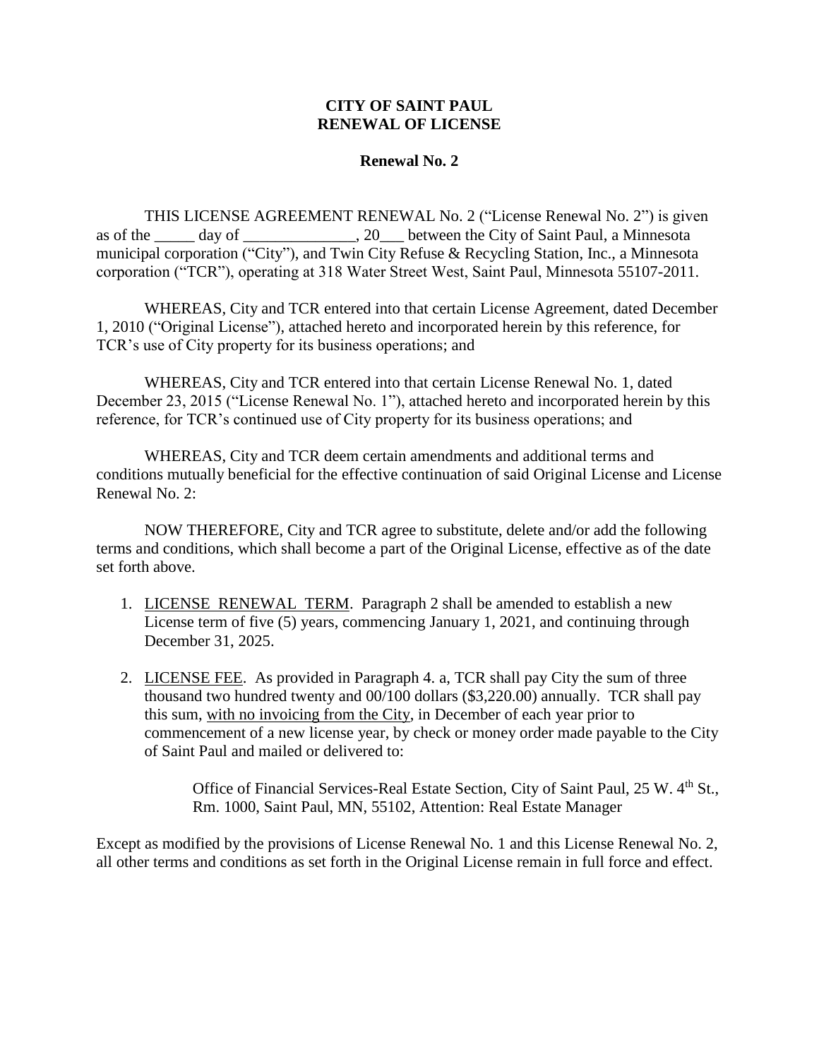# CITY OF SAINT PAUL
# RENEWAL OF LICENSE

## Renewal No. 2

THIS LICENSE AGREEMENT RENEWAL No. 2 ("License Renewal No. 2") is given as of the _____ day of ______________, 20___ between the City of Saint Paul, a Minnesota municipal corporation ("City"), and Twin City Refuse & Recycling Station, Inc., a Minnesota corporation ("TCR"), operating at 318 Water Street West, Saint Paul, Minnesota 55107-2011.

WHEREAS, City and TCR entered into that certain License Agreement, dated December 1, 2010 ("Original License"), attached hereto and incorporated herein by this reference, for TCR's use of City property for its business operations; and

WHEREAS, City and TCR entered into that certain License Renewal No. 1, dated December 23, 2015 ("License Renewal No. 1"), attached hereto and incorporated herein by this reference, for TCR's continued use of City property for its business operations; and

WHEREAS, City and TCR deem certain amendments and additional terms and conditions mutually beneficial for the effective continuation of said Original License and License Renewal No. 2:

NOW THEREFORE, City and TCR agree to substitute, delete and/or add the following terms and conditions, which shall become a part of the Original License, effective as of the date set forth above.

1. <u>LICENSE RENEWAL TERM</u>. Paragraph 2 shall be amended to establish a new License term of five (5) years, commencing January 1, 2021, and continuing through December 31, 2025.

2. <u>LICENSE FEE</u>. As provided in Paragraph 4. a, TCR shall pay City the sum of three thousand two hundred twenty and 00/100 dollars ($3,220.00) annually. TCR shall pay this sum, <u>with no invoicing from the City</u>, in December of each year prior to commencement of a new license year, by check or money order made payable to the City of Saint Paul and mailed or delivered to:

   Office of Financial Services-Real Estate Section, City of Saint Paul, 25 W. 4th St., Rm. 1000, Saint Paul, MN, 55102, Attention: Real Estate Manager

Except as modified by the provisions of License Renewal No. 1 and this License Renewal No. 2, all other terms and conditions as set forth in the Original License remain in full force and effect.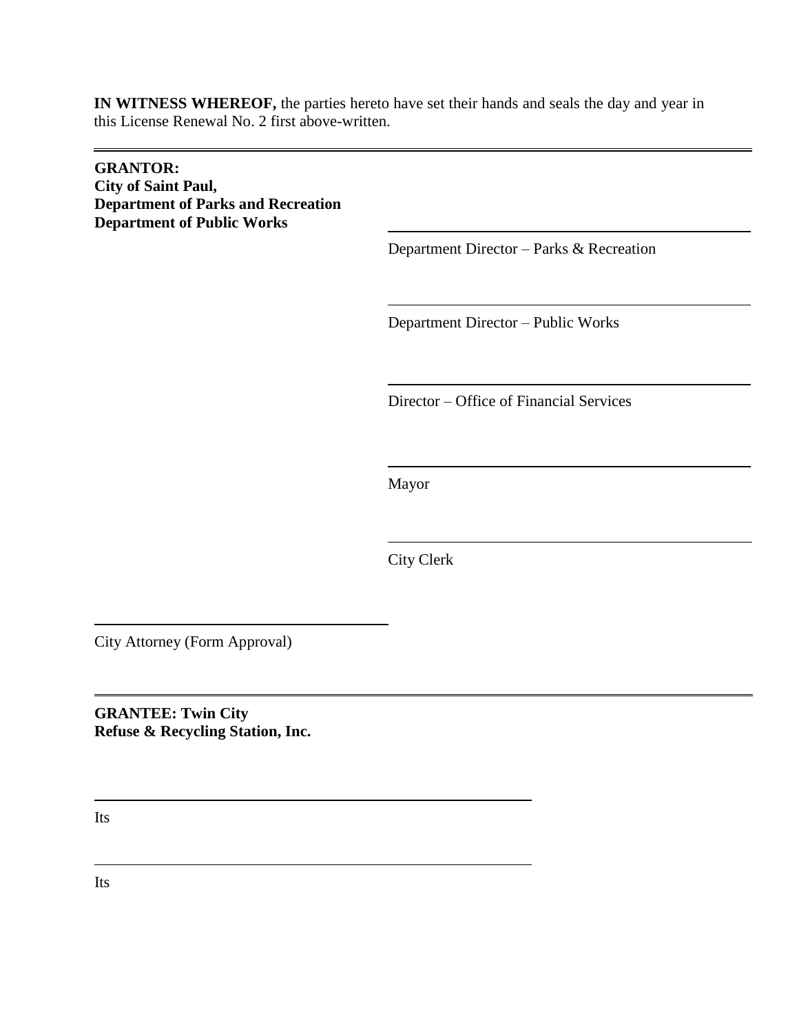**IN WITNESS WHEREOF,** the parties hereto have set their hands and seals the day and year in this License Renewal No. 2 first above-written.

---

**GRANTOR:**
**City of Saint Paul,**
**Department of Parks and Recreation**
**Department of Public Works**

\_\_\_\_\_\_\_\_\_\_\_\_\_\_\_\_\_\_\_\_\_\_\_\_\_\_\_\_\_\_\_\_\_\_\_\_\_\_\_\_
Department Director – Parks & Recreation

\_\_\_\_\_\_\_\_\_\_\_\_\_\_\_\_\_\_\_\_\_\_\_\_\_\_\_\_\_\_\_\_\_\_\_\_\_\_\_\_
Department Director – Public Works

\_\_\_\_\_\_\_\_\_\_\_\_\_\_\_\_\_\_\_\_\_\_\_\_\_\_\_\_\_\_\_\_\_\_\_\_\_\_\_\_
Director – Office of Financial Services

\_\_\_\_\_\_\_\_\_\_\_\_\_\_\_\_\_\_\_\_\_\_\_\_\_\_\_\_\_\_\_\_\_\_\_\_\_\_\_\_
Mayor

\_\_\_\_\_\_\_\_\_\_\_\_\_\_\_\_\_\_\_\_\_\_\_\_\_\_\_\_\_\_\_\_\_\_\_\_\_\_\_\_
City Clerk

\_\_\_\_\_\_\_\_\_\_\_\_\_\_\_\_\_\_\_\_\_\_\_\_\_\_\_\_\_\_\_\_\_\_\_\_\_\_\_\_
City Attorney (Form Approval)

---

**GRANTEE: Twin City**
**Refuse & Recycling Station, Inc.**

\_\_\_\_\_\_\_\_\_\_\_\_\_\_\_\_\_\_\_\_\_\_\_\_\_\_\_\_\_\_\_\_\_\_\_\_\_\_\_\_
Its

\_\_\_\_\_\_\_\_\_\_\_\_\_\_\_\_\_\_\_\_\_\_\_\_\_\_\_\_\_\_\_\_\_\_\_\_\_\_\_\_
Its